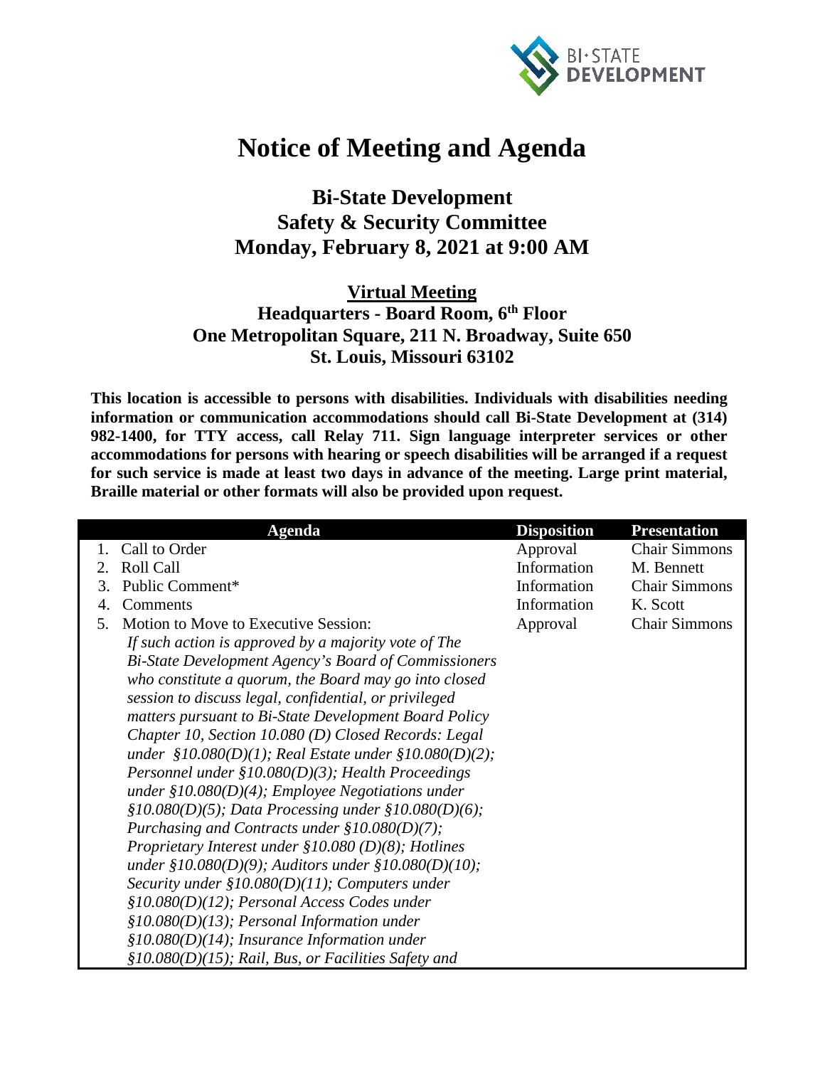# Notice of Meeting and Agenda

## Bi-State Development
## Safety & Security Committee
## Monday, February 8, 2021 at 9:00 AM

**Virtual Meeting**

**Headquarters - Board Room, 6th Floor**
**One Metropolitan Square, 211 N. Broadway, Suite 650**
**St. Louis, Missouri 63102**

**This location is accessible to persons with disabilities. Individuals with disabilities needing information or communication accommodations should call Bi-State Development at (314) 982-1400, for TTY access, call Relay 711. Sign language interpreter services or other accommodations for persons with hearing or speech disabilities will be arranged if a request for such service is made at least two days in advance of the meeting. Large print material, Braille material or other formats will also be provided upon request.**

| Agenda | Disposition | Presentation |
|---|---|---|
| 1. Call to Order | Approval | Chair Simmons |
| 2. Roll Call | Information | M. Bennett |
| 3. Public Comment* | Information | Chair Simmons |
| 4. Comments | Information | K. Scott |
| 5. Motion to Move to Executive Session: *If such action is approved by a majority vote of The Bi-State Development Agency's Board of Commissioners who constitute a quorum, the Board may go into closed session to discuss legal, confidential, or privileged matters pursuant to Bi-State Development Board Policy Chapter 10, Section 10.080 (D) Closed Records: Legal under §10.080(D)(1); Real Estate under §10.080(D)(2); Personnel under §10.080(D)(3); Health Proceedings under §10.080(D)(4); Employee Negotiations under §10.080(D)(5); Data Processing under §10.080(D)(6); Purchasing and Contracts under §10.080(D)(7); Proprietary Interest under §10.080 (D)(8); Hotlines under §10.080(D)(9); Auditors under §10.080(D)(10); Security under §10.080(D)(11); Computers under §10.080(D)(12); Personal Access Codes under §10.080(D)(13); Personal Information under §10.080(D)(14); Insurance Information under §10.080(D)(15); Rail, Bus, or Facilities Safety and* | Approval | Chair Simmons |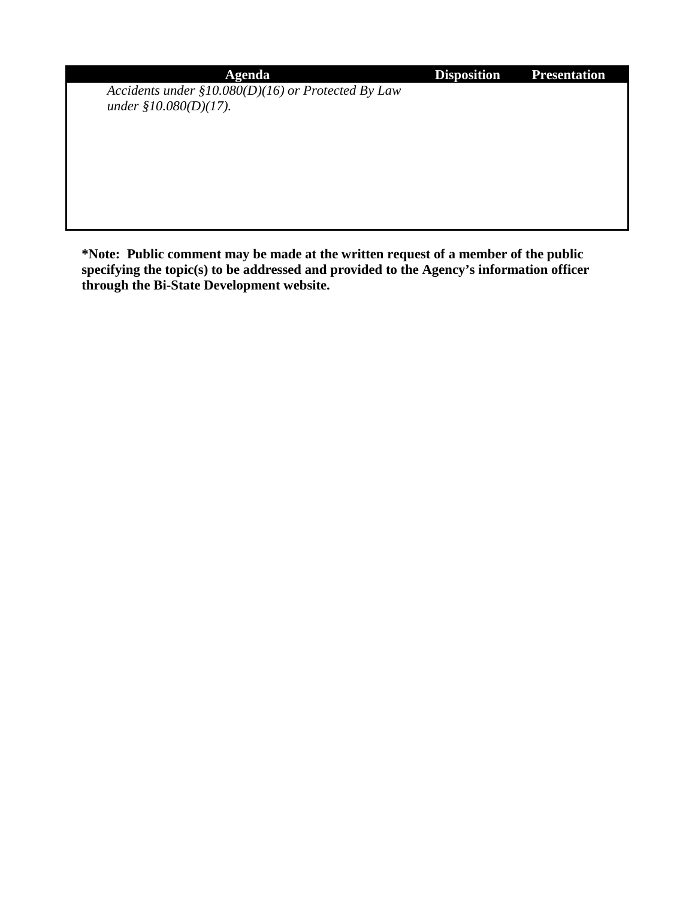| Agenda | Disposition | Presentation |
|---|---|---|
| *Accidents under §10.080(D)(16) or Protected By Law under §10.080(D)(17).* | | |

***Note: Public comment may be made at the written request of a member of the public specifying the topic(s) to be addressed and provided to the Agency's information officer through the Bi-State Development website.**